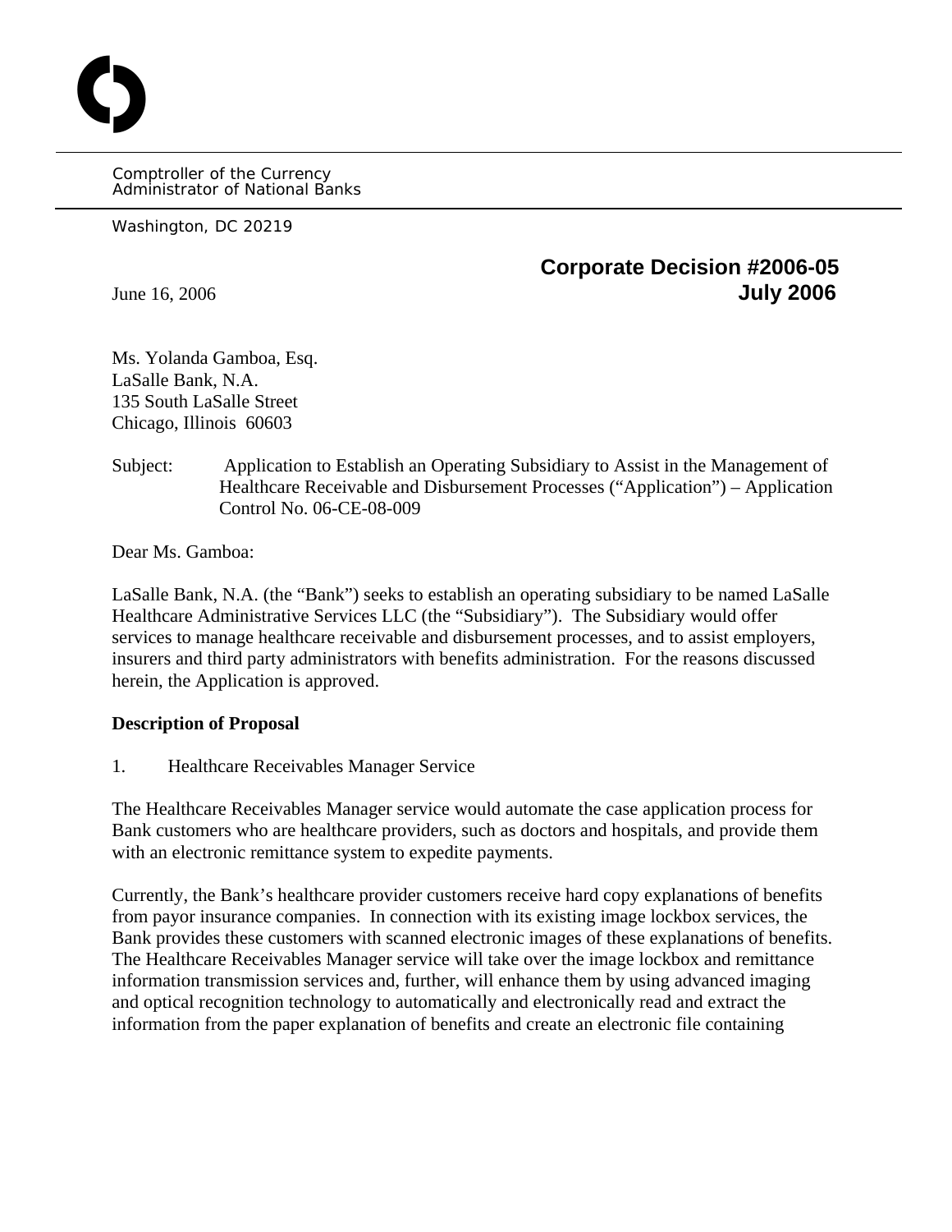Comptroller of the Currency
Administrator of National Banks

Washington, DC 20219

**Corporate Decision #2006-05**
**July 2006**

June 16, 2006

Ms. Yolanda Gamboa, Esq.
LaSalle Bank, N.A.
135 South LaSalle Street
Chicago, Illinois 60603

Subject: Application to Establish an Operating Subsidiary to Assist in the Management of Healthcare Receivable and Disbursement Processes ("Application") – Application Control No. 06-CE-08-009

Dear Ms. Gamboa:

LaSalle Bank, N.A. (the "Bank") seeks to establish an operating subsidiary to be named LaSalle Healthcare Administrative Services LLC (the "Subsidiary"). The Subsidiary would offer services to manage healthcare receivable and disbursement processes, and to assist employers, insurers and third party administrators with benefits administration. For the reasons discussed herein, the Application is approved.

**Description of Proposal**

1. Healthcare Receivables Manager Service

The Healthcare Receivables Manager service would automate the case application process for Bank customers who are healthcare providers, such as doctors and hospitals, and provide them with an electronic remittance system to expedite payments.

Currently, the Bank's healthcare provider customers receive hard copy explanations of benefits from payor insurance companies. In connection with its existing image lockbox services, the Bank provides these customers with scanned electronic images of these explanations of benefits. The Healthcare Receivables Manager service will take over the image lockbox and remittance information transmission services and, further, will enhance them by using advanced imaging and optical recognition technology to automatically and electronically read and extract the information from the paper explanation of benefits and create an electronic file containing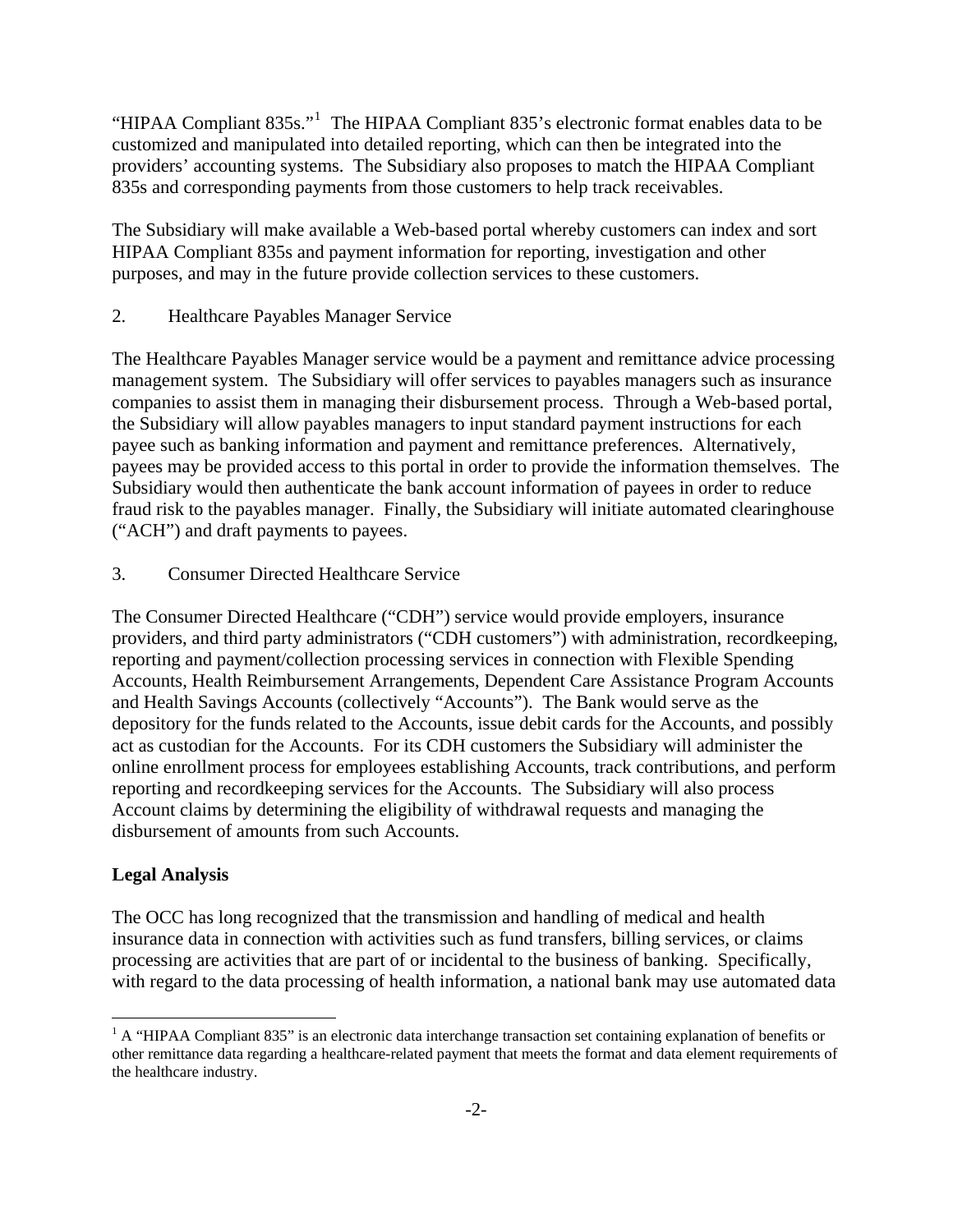"HIPAA Compliant 835s."[1] The HIPAA Compliant 835's electronic format enables data to be customized and manipulated into detailed reporting, which can then be integrated into the providers' accounting systems. The Subsidiary also proposes to match the HIPAA Compliant 835s and corresponding payments from those customers to help track receivables.

The Subsidiary will make available a Web-based portal whereby customers can index and sort HIPAA Compliant 835s and payment information for reporting, investigation and other purposes, and may in the future provide collection services to these customers.

2. Healthcare Payables Manager Service

The Healthcare Payables Manager service would be a payment and remittance advice processing management system. The Subsidiary will offer services to payables managers such as insurance companies to assist them in managing their disbursement process. Through a Web-based portal, the Subsidiary will allow payables managers to input standard payment instructions for each payee such as banking information and payment and remittance preferences. Alternatively, payees may be provided access to this portal in order to provide the information themselves. The Subsidiary would then authenticate the bank account information of payees in order to reduce fraud risk to the payables manager. Finally, the Subsidiary will initiate automated clearinghouse ("ACH") and draft payments to payees.

3. Consumer Directed Healthcare Service

The Consumer Directed Healthcare ("CDH") service would provide employers, insurance providers, and third party administrators ("CDH customers") with administration, recordkeeping, reporting and payment/collection processing services in connection with Flexible Spending Accounts, Health Reimbursement Arrangements, Dependent Care Assistance Program Accounts and Health Savings Accounts (collectively "Accounts"). The Bank would serve as the depository for the funds related to the Accounts, issue debit cards for the Accounts, and possibly act as custodian for the Accounts. For its CDH customers the Subsidiary will administer the online enrollment process for employees establishing Accounts, track contributions, and perform reporting and recordkeeping services for the Accounts. The Subsidiary will also process Account claims by determining the eligibility of withdrawal requests and managing the disbursement of amounts from such Accounts.

**Legal Analysis**

The OCC has long recognized that the transmission and handling of medical and health insurance data in connection with activities such as fund transfers, billing services, or claims processing are activities that are part of or incidental to the business of banking. Specifically, with regard to the data processing of health information, a national bank may use automated data

[1] A "HIPAA Compliant 835" is an electronic data interchange transaction set containing explanation of benefits or other remittance data regarding a healthcare-related payment that meets the format and data element requirements of the healthcare industry.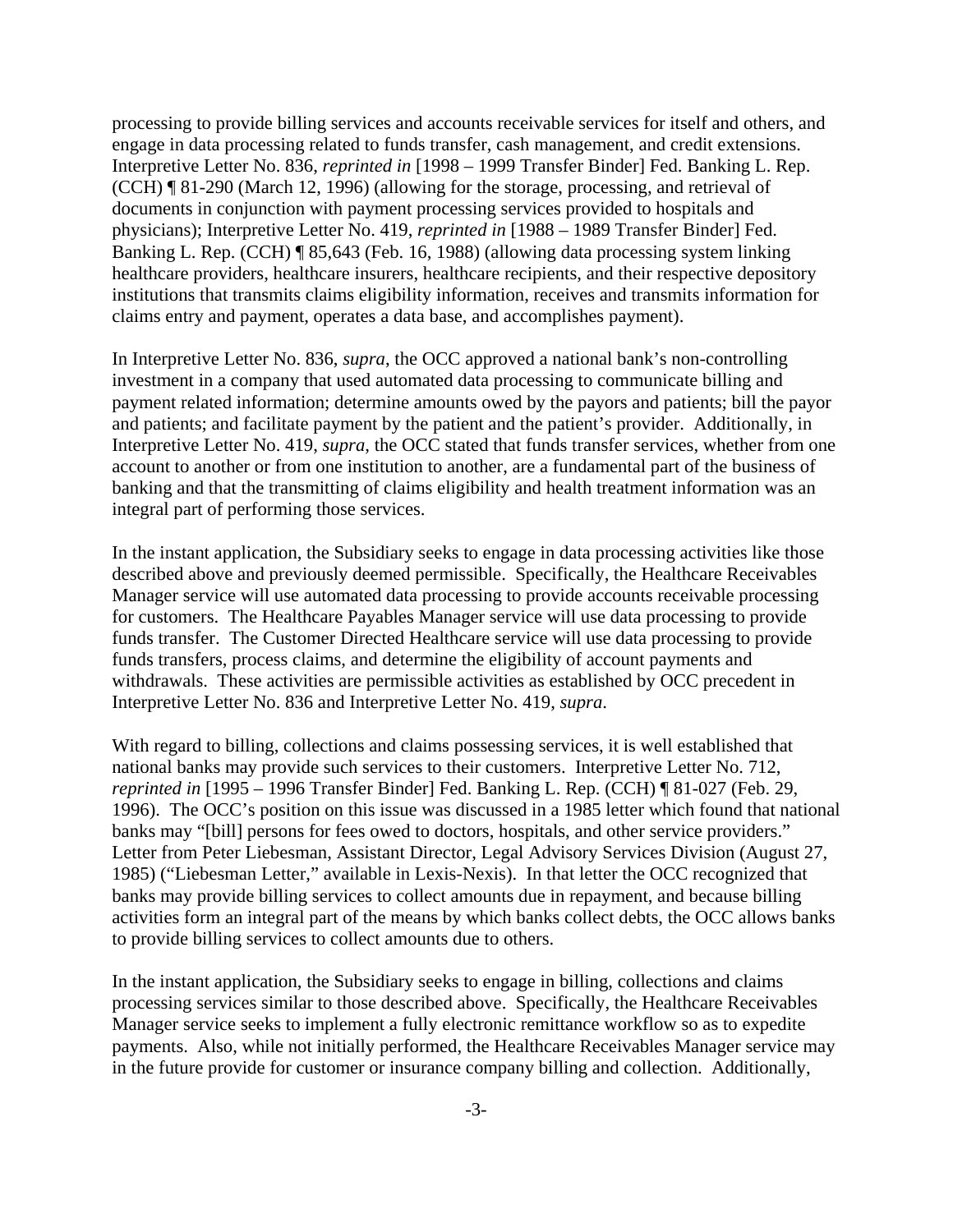processing to provide billing services and accounts receivable services for itself and others, and engage in data processing related to funds transfer, cash management, and credit extensions. Interpretive Letter No. 836, *reprinted in* [1998 – 1999 Transfer Binder] Fed. Banking L. Rep. (CCH) ¶ 81-290 (March 12, 1996) (allowing for the storage, processing, and retrieval of documents in conjunction with payment processing services provided to hospitals and physicians); Interpretive Letter No. 419, *reprinted in* [1988 – 1989 Transfer Binder] Fed. Banking L. Rep. (CCH) ¶ 85,643 (Feb. 16, 1988) (allowing data processing system linking healthcare providers, healthcare insurers, healthcare recipients, and their respective depository institutions that transmits claims eligibility information, receives and transmits information for claims entry and payment, operates a data base, and accomplishes payment).

In Interpretive Letter No. 836, *supra*, the OCC approved a national bank's non-controlling investment in a company that used automated data processing to communicate billing and payment related information; determine amounts owed by the payors and patients; bill the payor and patients; and facilitate payment by the patient and the patient's provider. Additionally, in Interpretive Letter No. 419, *supra*, the OCC stated that funds transfer services, whether from one account to another or from one institution to another, are a fundamental part of the business of banking and that the transmitting of claims eligibility and health treatment information was an integral part of performing those services.

In the instant application, the Subsidiary seeks to engage in data processing activities like those described above and previously deemed permissible. Specifically, the Healthcare Receivables Manager service will use automated data processing to provide accounts receivable processing for customers. The Healthcare Payables Manager service will use data processing to provide funds transfer. The Customer Directed Healthcare service will use data processing to provide funds transfers, process claims, and determine the eligibility of account payments and withdrawals. These activities are permissible activities as established by OCC precedent in Interpretive Letter No. 836 and Interpretive Letter No. 419, *supra*.

With regard to billing, collections and claims possessing services, it is well established that national banks may provide such services to their customers. Interpretive Letter No. 712, *reprinted in* [1995 – 1996 Transfer Binder] Fed. Banking L. Rep. (CCH) ¶ 81-027 (Feb. 29, 1996). The OCC's position on this issue was discussed in a 1985 letter which found that national banks may "[bill] persons for fees owed to doctors, hospitals, and other service providers." Letter from Peter Liebesman, Assistant Director, Legal Advisory Services Division (August 27, 1985) ("Liebesman Letter," available in Lexis-Nexis). In that letter the OCC recognized that banks may provide billing services to collect amounts due in repayment, and because billing activities form an integral part of the means by which banks collect debts, the OCC allows banks to provide billing services to collect amounts due to others.

In the instant application, the Subsidiary seeks to engage in billing, collections and claims processing services similar to those described above. Specifically, the Healthcare Receivables Manager service seeks to implement a fully electronic remittance workflow so as to expedite payments. Also, while not initially performed, the Healthcare Receivables Manager service may in the future provide for customer or insurance company billing and collection. Additionally,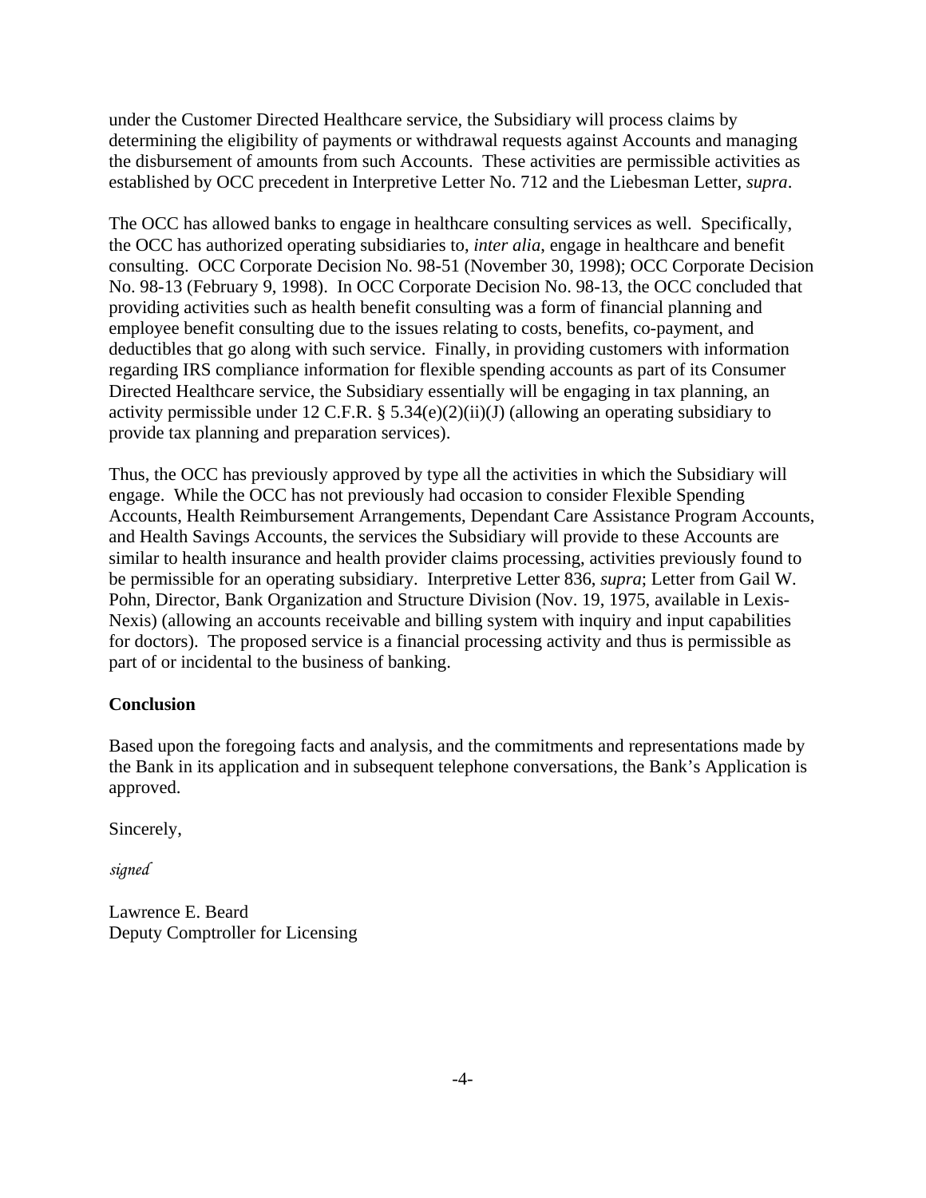under the Customer Directed Healthcare service, the Subsidiary will process claims by determining the eligibility of payments or withdrawal requests against Accounts and managing the disbursement of amounts from such Accounts. These activities are permissible activities as established by OCC precedent in Interpretive Letter No. 712 and the Liebesman Letter, *supra*.

The OCC has allowed banks to engage in healthcare consulting services as well. Specifically, the OCC has authorized operating subsidiaries to, *inter alia*, engage in healthcare and benefit consulting. OCC Corporate Decision No. 98-51 (November 30, 1998); OCC Corporate Decision No. 98-13 (February 9, 1998). In OCC Corporate Decision No. 98-13, the OCC concluded that providing activities such as health benefit consulting was a form of financial planning and employee benefit consulting due to the issues relating to costs, benefits, co-payment, and deductibles that go along with such service. Finally, in providing customers with information regarding IRS compliance information for flexible spending accounts as part of its Consumer Directed Healthcare service, the Subsidiary essentially will be engaging in tax planning, an activity permissible under 12 C.F.R. § 5.34(e)(2)(ii)(J) (allowing an operating subsidiary to provide tax planning and preparation services).

Thus, the OCC has previously approved by type all the activities in which the Subsidiary will engage. While the OCC has not previously had occasion to consider Flexible Spending Accounts, Health Reimbursement Arrangements, Dependant Care Assistance Program Accounts, and Health Savings Accounts, the services the Subsidiary will provide to these Accounts are similar to health insurance and health provider claims processing, activities previously found to be permissible for an operating subsidiary. Interpretive Letter 836, *supra*; Letter from Gail W. Pohn, Director, Bank Organization and Structure Division (Nov. 19, 1975, available in Lexis-Nexis) (allowing an accounts receivable and billing system with inquiry and input capabilities for doctors). The proposed service is a financial processing activity and thus is permissible as part of or incidental to the business of banking.

**Conclusion**

Based upon the foregoing facts and analysis, and the commitments and representations made by the Bank in its application and in subsequent telephone conversations, the Bank's Application is approved.

Sincerely,

*signed*

Lawrence E. Beard
Deputy Comptroller for Licensing